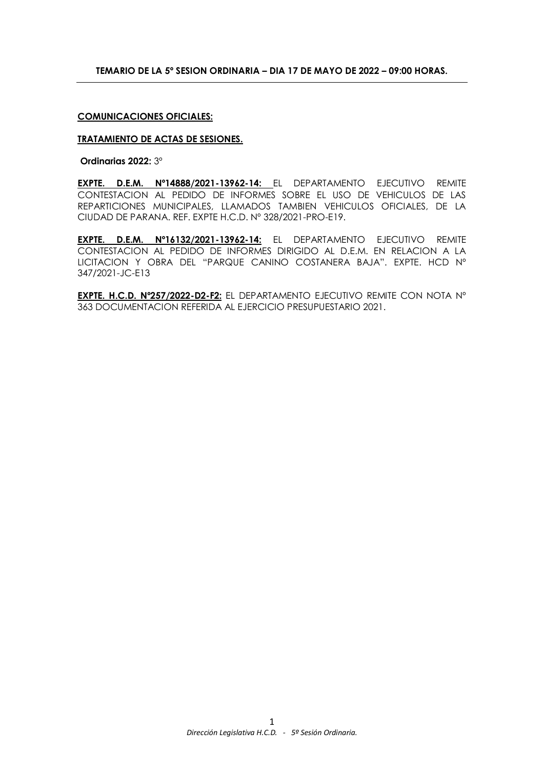**TEMARIO DE LA 5º SESION ORDINARIA – DIA 17 DE MAYO DE 2022 – 09:00 HORAS.**

**COMUNICACIONES OFICIALES:**

**TRATAMIENTO DE ACTAS DE SESIONES.**

**Ordinarias 2022:** 3º

**EXPTE. D.E.M. Nº14888/2021-13962-14:** EL DEPARTAMENTO EJECUTIVO REMITE CONTESTACION AL PEDIDO DE INFORMES SOBRE EL USO DE VEHICULOS DE LAS REPARTICIONES MUNICIPALES, LLAMADOS TAMBIEN VEHICULOS OFICIALES, DE LA CIUDAD DE PARANA. REF. EXPTE H.C.D. Nº 328/2021-PRO-E19.

**EXPTE. D.E.M. Nº16132/2021-13962-14:** EL DEPARTAMENTO EJECUTIVO REMITE CONTESTACION AL PEDIDO DE INFORMES DIRIGIDO AL D.E.M. EN RELACION A LA LICITACION Y OBRA DEL "PARQUE CANINO COSTANERA BAJA". EXPTE. HCD Nº 347/2021-JC-E13

**EXPTE. H.C.D. Nº257/2022-D2-F2:** EL DEPARTAMENTO EJECUTIVO REMITE CON NOTA Nº 363 DOCUMENTACION REFERIDA AL EJERCICIO PRESUPUESTARIO 2021.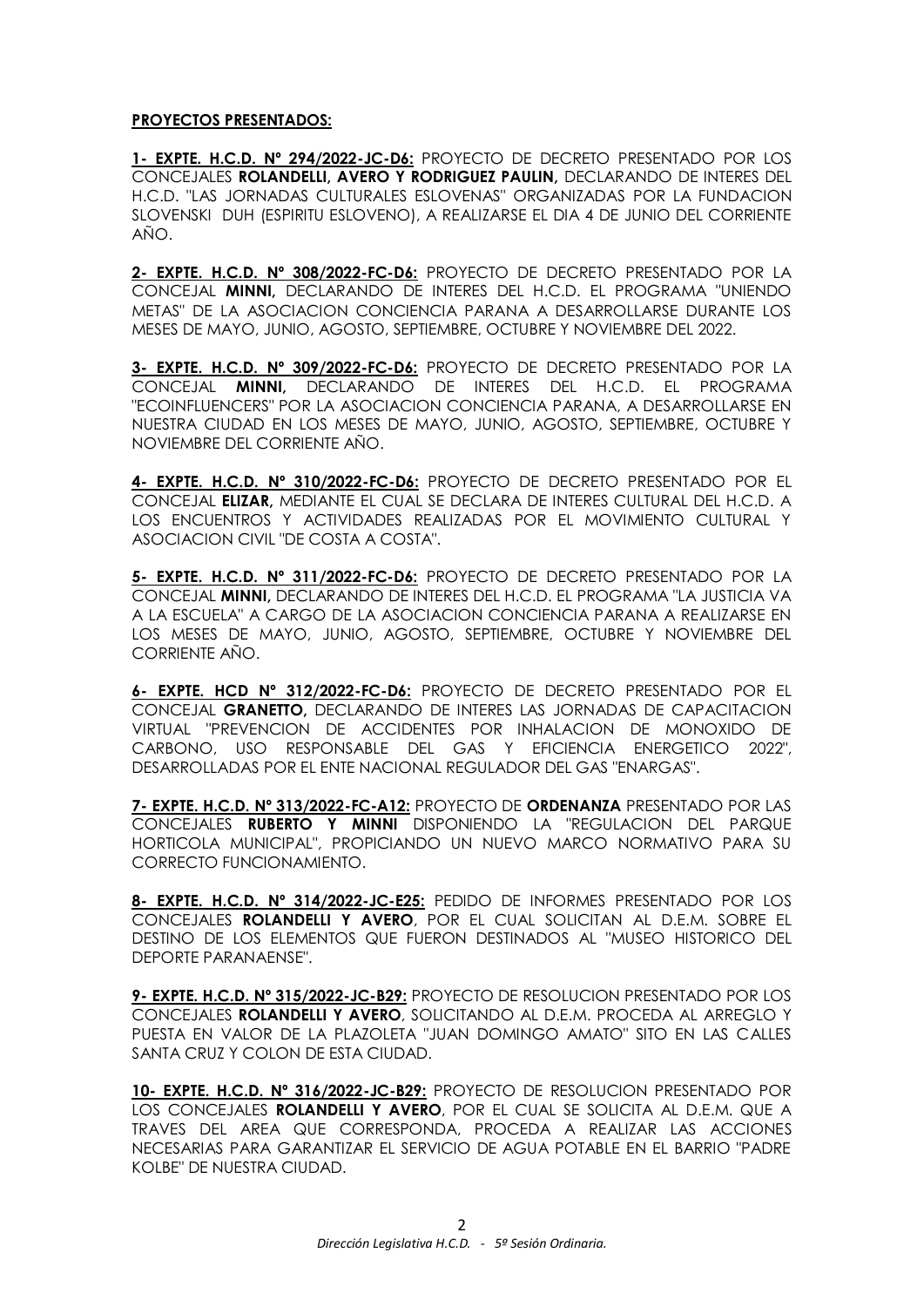**PROYECTOS PRESENTADOS:**

**1- EXPTE. H.C.D. Nº 294/2022-JC-D6:** PROYECTO DE DECRETO PRESENTADO POR LOS CONCEJALES **ROLANDELLI, AVERO Y RODRIGUEZ PAULIN,** DECLARANDO DE INTERES DEL H.C.D. "LAS JORNADAS CULTURALES ESLOVENAS" ORGANIZADAS POR LA FUNDACION SLOVENSKI DUH (ESPIRITU ESLOVENO), A REALIZARSE EL DIA 4 DE JUNIO DEL CORRIENTE AÑO.

**2- EXPTE. H.C.D. Nº 308/2022-FC-D6:** PROYECTO DE DECRETO PRESENTADO POR LA CONCEJAL **MINNI,** DECLARANDO DE INTERES DEL H.C.D. EL PROGRAMA "UNIENDO METAS" DE LA ASOCIACION CONCIENCIA PARANA A DESARROLLARSE DURANTE LOS MESES DE MAYO, JUNIO, AGOSTO, SEPTIEMBRE, OCTUBRE Y NOVIEMBRE DEL 2022.

**3- EXPTE. H.C.D. Nº 309/2022-FC-D6:** PROYECTO DE DECRETO PRESENTADO POR LA CONCEJAL **MINNI,** DECLARANDO DE INTERES DEL H.C.D. EL PROGRAMA "ECOINFLUENCERS" POR LA ASOCIACION CONCIENCIA PARANA, A DESARROLLARSE EN NUESTRA CIUDAD EN LOS MESES DE MAYO, JUNIO, AGOSTO, SEPTIEMBRE, OCTUBRE Y NOVIEMBRE DEL CORRIENTE AÑO.

**4- EXPTE. H.C.D. Nº 310/2022-FC-D6:** PROYECTO DE DECRETO PRESENTADO POR EL CONCEJAL **ELIZAR,** MEDIANTE EL CUAL SE DECLARA DE INTERES CULTURAL DEL H.C.D. A LOS ENCUENTROS Y ACTIVIDADES REALIZADAS POR EL MOVIMIENTO CULTURAL Y ASOCIACION CIVIL "DE COSTA A COSTA".

**5- EXPTE. H.C.D. Nº 311/2022-FC-D6:** PROYECTO DE DECRETO PRESENTADO POR LA CONCEJAL **MINNI,** DECLARANDO DE INTERES DEL H.C.D. EL PROGRAMA "LA JUSTICIA VA A LA ESCUELA" A CARGO DE LA ASOCIACION CONCIENCIA PARANA A REALIZARSE EN LOS MESES DE MAYO, JUNIO, AGOSTO, SEPTIEMBRE, OCTUBRE Y NOVIEMBRE DEL CORRIENTE AÑO.

**6- EXPTE. HCD Nº 312/2022-FC-D6:** PROYECTO DE DECRETO PRESENTADO POR EL CONCEJAL **GRANETTO,** DECLARANDO DE INTERES LAS JORNADAS DE CAPACITACION VIRTUAL "PREVENCION DE ACCIDENTES POR INHALACION DE MONOXIDO DE CARBONO, USO RESPONSABLE DEL GAS Y EFICIENCIA ENERGETICO 2022", DESARROLLADAS POR EL ENTE NACIONAL REGULADOR DEL GAS "ENARGAS".

**7- EXPTE. H.C.D. Nº 313/2022-FC-A12:** PROYECTO DE **ORDENANZA** PRESENTADO POR LAS CONCEJALES **RUBERTO Y MINNI** DISPONIENDO LA "REGULACION DEL PARQUE HORTICOLA MUNICIPAL", PROPICIANDO UN NUEVO MARCO NORMATIVO PARA SU CORRECTO FUNCIONAMIENTO.

**8- EXPTE. H.C.D. Nº 314/2022-JC-E25:** PEDIDO DE INFORMES PRESENTADO POR LOS CONCEJALES **ROLANDELLI Y AVERO**, POR EL CUAL SOLICITAN AL D.E.M. SOBRE EL DESTINO DE LOS ELEMENTOS QUE FUERON DESTINADOS AL "MUSEO HISTORICO DEL DEPORTE PARANAENSE".

**9- EXPTE. H.C.D. Nº 315/2022-JC-B29:** PROYECTO DE RESOLUCION PRESENTADO POR LOS CONCEJALES **ROLANDELLI Y AVERO**, SOLICITANDO AL D.E.M. PROCEDA AL ARREGLO Y PUESTA EN VALOR DE LA PLAZOLETA "JUAN DOMINGO AMATO" SITO EN LAS CALLES SANTA CRUZ Y COLON DE ESTA CIUDAD.

**10- EXPTE. H.C.D. Nº 316/2022-JC-B29:** PROYECTO DE RESOLUCION PRESENTADO POR LOS CONCEJALES **ROLANDELLI Y AVERO**, POR EL CUAL SE SOLICITA AL D.E.M. QUE A TRAVES DEL AREA QUE CORRESPONDA, PROCEDA A REALIZAR LAS ACCIONES NECESARIAS PARA GARANTIZAR EL SERVICIO DE AGUA POTABLE EN EL BARRIO "PADRE KOLBE" DE NUESTRA CIUDAD.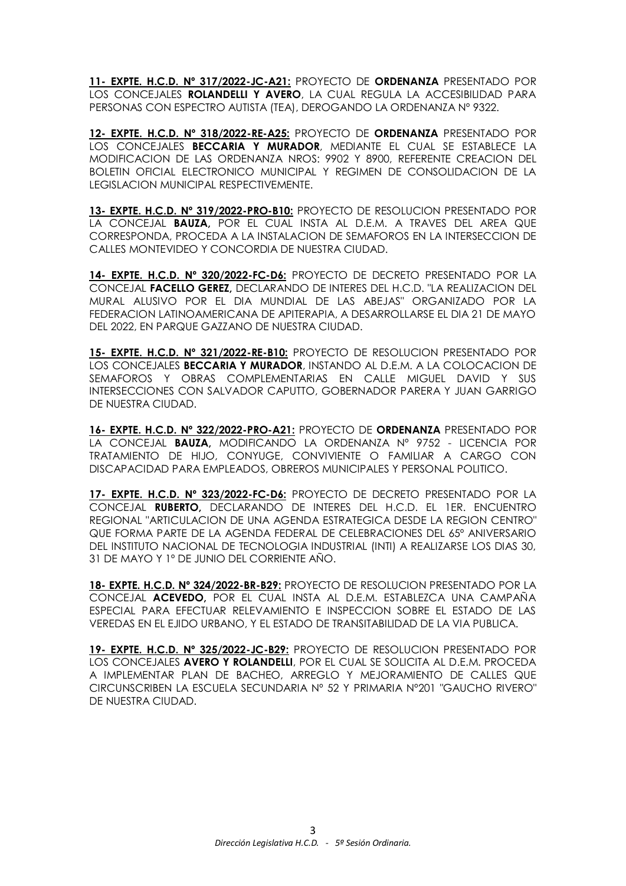**11- EXPTE. H.C.D. Nº 317/2022-JC-A21:** PROYECTO DE **ORDENANZA** PRESENTADO POR LOS CONCEJALES **ROLANDELLI Y AVERO**, LA CUAL REGULA LA ACCESIBILIDAD PARA PERSONAS CON ESPECTRO AUTISTA (TEA), DEROGANDO LA ORDENANZA Nº 9322.

**12- EXPTE. H.C.D. Nº 318/2022-RE-A25:** PROYECTO DE **ORDENANZA** PRESENTADO POR LOS CONCEJALES **BECCARIA Y MURADOR**, MEDIANTE EL CUAL SE ESTABLECE LA MODIFICACION DE LAS ORDENANZA NROS: 9902 Y 8900, REFERENTE CREACION DEL BOLETIN OFICIAL ELECTRONICO MUNICIPAL Y REGIMEN DE CONSOLIDACION DE LA LEGISLACION MUNICIPAL RESPECTIVEMENTE.

**13- EXPTE. H.C.D. Nº 319/2022-PRO-B10:** PROYECTO DE RESOLUCION PRESENTADO POR LA CONCEJAL **BAUZA,** POR EL CUAL INSTA AL D.E.M. A TRAVES DEL AREA QUE CORRESPONDA, PROCEDA A LA INSTALACION DE SEMAFOROS EN LA INTERSECCION DE CALLES MONTEVIDEO Y CONCORDIA DE NUESTRA CIUDAD.

**14- EXPTE. H.C.D. Nº 320/2022-FC-D6:** PROYECTO DE DECRETO PRESENTADO POR LA CONCEJAL **FACELLO GEREZ,** DECLARANDO DE INTERES DEL H.C.D. "LA REALIZACION DEL MURAL ALUSIVO POR EL DIA MUNDIAL DE LAS ABEJAS" ORGANIZADO POR LA FEDERACION LATINOAMERICANA DE APITERAPIA, A DESARROLLARSE EL DIA 21 DE MAYO DEL 2022, EN PARQUE GAZZANO DE NUESTRA CIUDAD.

**15- EXPTE. H.C.D. Nº 321/2022-RE-B10:** PROYECTO DE RESOLUCION PRESENTADO POR LOS CONCEJALES **BECCARIA Y MURADOR**, INSTANDO AL D.E.M. A LA COLOCACION DE SEMAFOROS Y OBRAS COMPLEMENTARIAS EN CALLE MIGUEL DAVID Y SUS INTERSECCIONES CON SALVADOR CAPUTTO, GOBERNADOR PARERA Y JUAN GARRIGO DE NUESTRA CIUDAD.

**16- EXPTE. H.C.D. Nº 322/2022-PRO-A21:** PROYECTO DE **ORDENANZA** PRESENTADO POR LA CONCEJAL **BAUZA,** MODIFICANDO LA ORDENANZA Nº 9752 - LICENCIA POR TRATAMIENTO DE HIJO, CONYUGE, CONVIVIENTE O FAMILIAR A CARGO CON DISCAPACIDAD PARA EMPLEADOS, OBREROS MUNICIPALES Y PERSONAL POLITICO.

**17- EXPTE. H.C.D. Nº 323/2022-FC-D6:** PROYECTO DE DECRETO PRESENTADO POR LA CONCEJAL **RUBERTO,** DECLARANDO DE INTERES DEL H.C.D. EL 1ER. ENCUENTRO REGIONAL "ARTICULACION DE UNA AGENDA ESTRATEGICA DESDE LA REGION CENTRO" QUE FORMA PARTE DE LA AGENDA FEDERAL DE CELEBRACIONES DEL 65º ANIVERSARIO DEL INSTITUTO NACIONAL DE TECNOLOGIA INDUSTRIAL (INTI) A REALIZARSE LOS DIAS 30, 31 DE MAYO Y 1º DE JUNIO DEL CORRIENTE AÑO.

**18- EXPTE. H.C.D. Nº 324/2022-BR-B29:** PROYECTO DE RESOLUCION PRESENTADO POR LA CONCEJAL **ACEVEDO,** POR EL CUAL INSTA AL D.E.M. ESTABLEZCA UNA CAMPAÑA ESPECIAL PARA EFECTUAR RELEVAMIENTO E INSPECCION SOBRE EL ESTADO DE LAS VEREDAS EN EL EJIDO URBANO, Y EL ESTADO DE TRANSITABILIDAD DE LA VIA PUBLICA.

**19- EXPTE. H.C.D. Nº 325/2022-JC-B29:** PROYECTO DE RESOLUCION PRESENTADO POR LOS CONCEJALES **AVERO Y ROLANDELLI**, POR EL CUAL SE SOLICITA AL D.E.M. PROCEDA A IMPLEMENTAR PLAN DE BACHEO, ARREGLO Y MEJORAMIENTO DE CALLES QUE CIRCUNSCRIBEN LA ESCUELA SECUNDARIA Nº 52 Y PRIMARIA Nº201 "GAUCHO RIVERO" DE NUESTRA CIUDAD.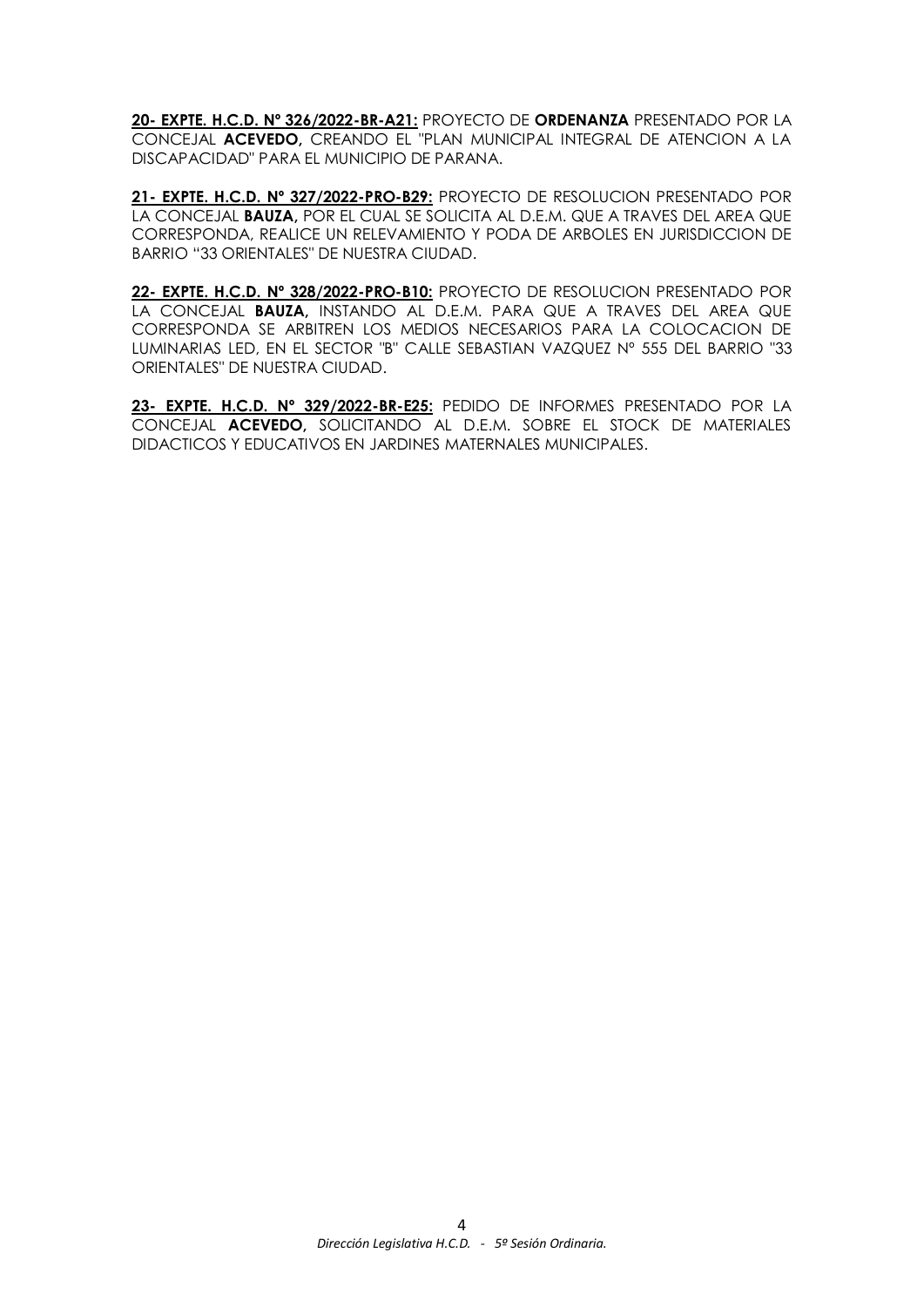**<u>20- EXPTE. H.C.D. Nº 326/2022-BR-A21:</u>** PROYECTO DE **ORDENANZA** PRESENTADO POR LA CONCEJAL **ACEVEDO,** CREANDO EL "PLAN MUNICIPAL INTEGRAL DE ATENCION A LA DISCAPACIDAD" PARA EL MUNICIPIO DE PARANA.

**<u>21- EXPTE. H.C.D. Nº 327/2022-PRO-B29:</u>** PROYECTO DE RESOLUCION PRESENTADO POR LA CONCEJAL **BAUZA,** POR EL CUAL SE SOLICITA AL D.E.M. QUE A TRAVES DEL AREA QUE CORRESPONDA, REALICE UN RELEVAMIENTO Y PODA DE ARBOLES EN JURISDICCION DE BARRIO "33 ORIENTALES" DE NUESTRA CIUDAD.

**<u>22- EXPTE. H.C.D. Nº 328/2022-PRO-B10:</u>** PROYECTO DE RESOLUCION PRESENTADO POR LA CONCEJAL **BAUZA,** INSTANDO AL D.E.M. PARA QUE A TRAVES DEL AREA QUE CORRESPONDA SE ARBITREN LOS MEDIOS NECESARIOS PARA LA COLOCACION DE LUMINARIAS LED, EN EL SECTOR "B" CALLE SEBASTIAN VAZQUEZ Nº 555 DEL BARRIO "33 ORIENTALES" DE NUESTRA CIUDAD.

**<u>23- EXPTE. H.C.D. Nº 329/2022-BR-E25:</u>** PEDIDO DE INFORMES PRESENTADO POR LA CONCEJAL **ACEVEDO,** SOLICITANDO AL D.E.M. SOBRE EL STOCK DE MATERIALES DIDACTICOS Y EDUCATIVOS EN JARDINES MATERNALES MUNICIPALES.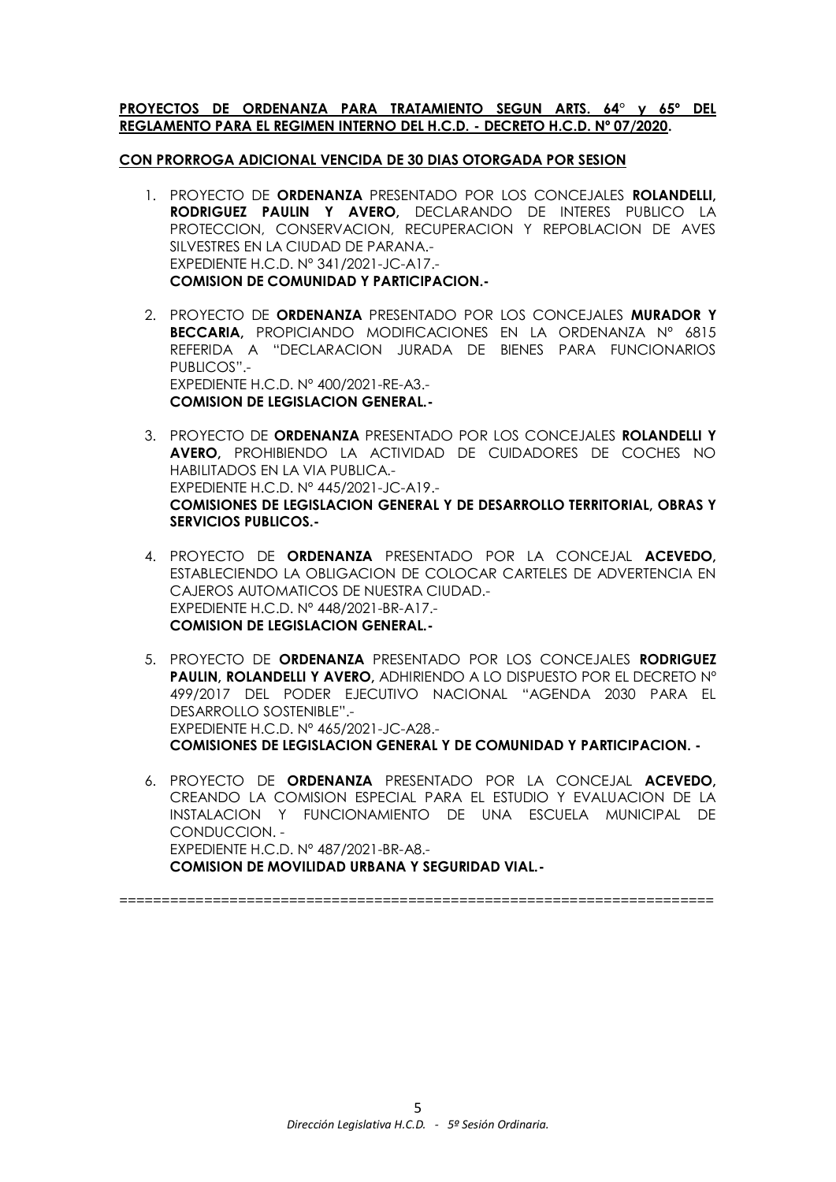**PROYECTOS DE ORDENANZA PARA TRATAMIENTO SEGUN ARTS. 64° y 65º DEL REGLAMENTO PARA EL REGIMEN INTERNO DEL H.C.D. - DECRETO H.C.D. Nº 07/2020.**

**CON PRORROGA ADICIONAL VENCIDA DE 30 DIAS OTORGADA POR SESION**

1. PROYECTO DE **ORDENANZA** PRESENTADO POR LOS CONCEJALES **ROLANDELLI, RODRIGUEZ PAULIN Y AVERO,** DECLARANDO DE INTERES PUBLICO LA PROTECCION, CONSERVACION, RECUPERACION Y REPOBLACION DE AVES SILVESTRES EN LA CIUDAD DE PARANA.-
   EXPEDIENTE H.C.D. Nº 341/2021-JC-A17.-
   **COMISION DE COMUNIDAD Y PARTICIPACION.-**

2. PROYECTO DE **ORDENANZA** PRESENTADO POR LOS CONCEJALES **MURADOR Y BECCARIA,** PROPICIANDO MODIFICACIONES EN LA ORDENANZA Nº 6815 REFERIDA A "DECLARACION JURADA DE BIENES PARA FUNCIONARIOS PUBLICOS".-
   EXPEDIENTE H.C.D. Nº 400/2021-RE-A3.-
   **COMISION DE LEGISLACION GENERAL.-**

3. PROYECTO DE **ORDENANZA** PRESENTADO POR LOS CONCEJALES **ROLANDELLI Y AVERO,** PROHIBIENDO LA ACTIVIDAD DE CUIDADORES DE COCHES NO HABILITADOS EN LA VIA PUBLICA.-
   EXPEDIENTE H.C.D. Nº 445/2021-JC-A19.-
   **COMISIONES DE LEGISLACION GENERAL Y DE DESARROLLO TERRITORIAL, OBRAS Y SERVICIOS PUBLICOS.-**

4. PROYECTO DE **ORDENANZA** PRESENTADO POR LA CONCEJAL **ACEVEDO,** ESTABLECIENDO LA OBLIGACION DE COLOCAR CARTELES DE ADVERTENCIA EN CAJEROS AUTOMATICOS DE NUESTRA CIUDAD.-
   EXPEDIENTE H.C.D. Nº 448/2021-BR-A17.-
   **COMISION DE LEGISLACION GENERAL.-**

5. PROYECTO DE **ORDENANZA** PRESENTADO POR LOS CONCEJALES **RODRIGUEZ PAULIN, ROLANDELLI Y AVERO,** ADHIRIENDO A LO DISPUESTO POR EL DECRETO Nº 499/2017 DEL PODER EJECUTIVO NACIONAL "AGENDA 2030 PARA EL DESARROLLO SOSTENIBLE".-
   EXPEDIENTE H.C.D. Nº 465/2021-JC-A28.-
   **COMISIONES DE LEGISLACION GENERAL Y DE COMUNIDAD Y PARTICIPACION. -**

6. PROYECTO DE **ORDENANZA** PRESENTADO POR LA CONCEJAL **ACEVEDO,** CREANDO LA COMISION ESPECIAL PARA EL ESTUDIO Y EVALUACION DE LA INSTALACION Y FUNCIONAMIENTO DE UNA ESCUELA MUNICIPAL DE CONDUCCION. -
   EXPEDIENTE H.C.D. Nº 487/2021-BR-A8.-
   **COMISION DE MOVILIDAD URBANA Y SEGURIDAD VIAL.-**

==================================================================